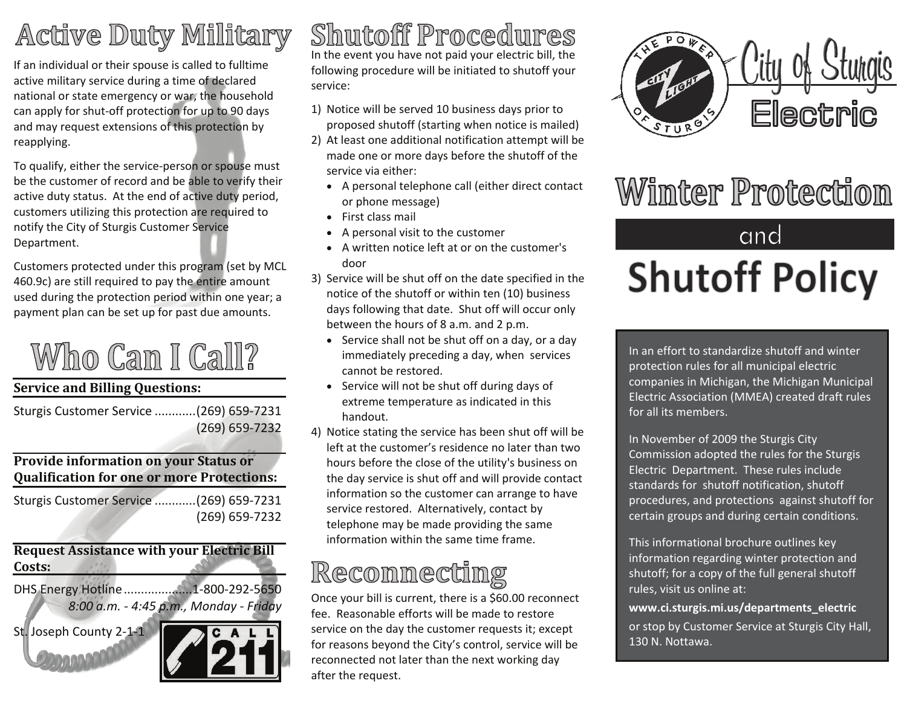# Active Duty Military

If an individual or their spouse is called to fulltime active military service during a time of declared national or state emergency or war, the household can apply for shut-off protection for up to 90 days and may request extensions of this protection by reapplying.

To qualify, either the service-person or spouse must be the customer of record and be able to verify their active duty status. At the end of active duty period, customers utilizing this protection are required to notify the City of Sturgis Customer Service Department.

Customers protected under this program (set by MCL 460.9c) are still required to pay the entire amount used during the protection period within one year; a payment plan can be set up for past due amounts.

# Who Can I Call?

**Service and Billing Questions:**

Sturgis Customer Service ............(269) 659-7231
(269) 659-7232

**Provide information on your Status or Qualification for one or more Protections:**

Sturgis Customer Service ............(269) 659-7231
(269) 659-7232

**Request Assistance with your Electric Bill Costs:**

DHS Energy Hotline ....................1-800-292-5650
*8:00 a.m. - 4:45 p.m., Monday - Friday*

St. Joseph County 2-1-1

CALL 211

# Shutoff Procedures

In the event you have not paid your electric bill, the following procedure will be initiated to shutoff your service:

1) Notice will be served 10 business days prior to proposed shutoff (starting when notice is mailed)
2) At least one additional notification attempt will be made one or more days before the shutoff of the service via either:
   - A personal telephone call (either direct contact or phone message)
   - First class mail
   - A personal visit to the customer
   - A written notice left at or on the customer's door
3) Service will be shut off on the date specified in the notice of the shutoff or within ten (10) business days following that date. Shut off will occur only between the hours of 8 a.m. and 2 p.m.
   - Service shall not be shut off on a day, or a day immediately preceding a day, when services cannot be restored.
   - Service will not be shut off during days of extreme temperature as indicated in this handout.
4) Notice stating the service has been shut off will be left at the customer's residence no later than two hours before the close of the utility's business on the day service is shut off and will provide contact information so the customer can arrange to have service restored. Alternatively, contact by telephone may be made providing the same information within the same time frame.

# Reconnecting

Once your bill is current, there is a $60.00 reconnect fee. Reasonable efforts will be made to restore service on the day the customer requests it; except for reasons beyond the City's control, service will be reconnected not later than the next working day after the request.

THE POWER CITY LIGHT OF STURGIS

City of Sturgis Electric

# Winter Protection and Shutoff Policy

In an effort to standardize shutoff and winter protection rules for all municipal electric companies in Michigan, the Michigan Municipal Electric Association (MMEA) created draft rules for all its members.

In November of 2009 the Sturgis City Commission adopted the rules for the Sturgis Electric Department. These rules include standards for shutoff notification, shutoff procedures, and protections against shutoff for certain groups and during certain conditions.

This informational brochure outlines key information regarding winter protection and shutoff; for a copy of the full general shutoff rules, visit us online at:

**www.ci.sturgis.mi.us/departments_electric**

or stop by Customer Service at Sturgis City Hall, 130 N. Nottawa.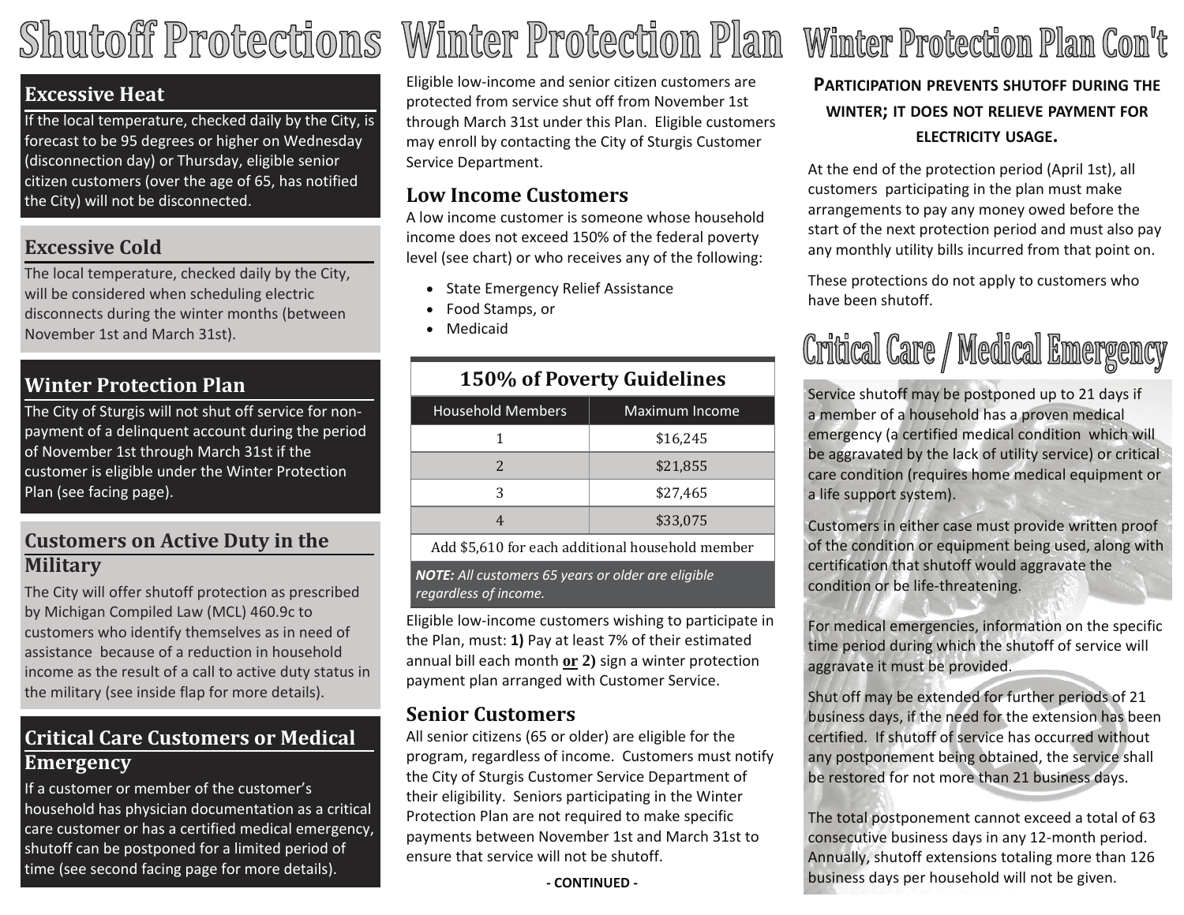# Shutoff Protections

## Excessive Heat

If the local temperature, checked daily by the City, is forecast to be 95 degrees or higher on Wednesday (disconnection day) or Thursday, eligible senior citizen customers (over the age of 65, has notified the City) will not be disconnected.

## Excessive Cold

The local temperature, checked daily by the City, will be considered when scheduling electric disconnects during the winter months (between November 1st and March 31st).

## Winter Protection Plan

The City of Sturgis will not shut off service for non-payment of a delinquent account during the period of November 1st through March 31st if the customer is eligible under the Winter Protection Plan (see facing page).

## Customers on Active Duty in the Military

The City will offer shutoff protection as prescribed by Michigan Compiled Law (MCL) 460.9c to customers who identify themselves as in need of assistance because of a reduction in household income as the result of a call to active duty status in the military (see inside flap for more details).

## Critical Care Customers or Medical Emergency

If a customer or member of the customer's household has physician documentation as a critical care customer or has a certified medical emergency, shutoff can be postponed for a limited period of time (see second facing page for more details).

# Winter Protection Plan

Eligible low-income and senior citizen customers are protected from service shut off from November 1st through March 31st under this Plan. Eligible customers may enroll by contacting the City of Sturgis Customer Service Department.

## Low Income Customers

A low income customer is someone whose household income does not exceed 150% of the federal poverty level (see chart) or who receives any of the following:

- State Emergency Relief Assistance
- Food Stamps, or
- Medicaid

**150% of Poverty Guidelines**

| Household Members | Maximum Income |
|---|---|
| 1 | $16,245 |
| 2 | $21,855 |
| 3 | $27,465 |
| 4 | $33,075 |

Add $5,610 for each additional household member

***NOTE:** All customers 65 years or older are eligible regardless of income.*

Eligible low-income customers wishing to participate in the Plan, must: **1)** Pay at least 7% of their estimated annual bill each month **or** **2)** sign a winter protection payment plan arranged with Customer Service.

## Senior Customers

All senior citizens (65 or older) are eligible for the program, regardless of income. Customers must notify the City of Sturgis Customer Service Department of their eligibility. Seniors participating in the Winter Protection Plan are not required to make specific payments between November 1st and March 31st to ensure that service will not be shutoff.

**- CONTINUED -**

# Winter Protection Plan Con't

**PARTICIPATION PREVENTS SHUTOFF DURING THE WINTER; IT DOES NOT RELIEVE PAYMENT FOR ELECTRICITY USAGE.**

At the end of the protection period (April 1st), all customers participating in the plan must make arrangements to pay any money owed before the start of the next protection period and must also pay any monthly utility bills incurred from that point on.

These protections do not apply to customers who have been shutoff.

# Critical Care / Medical Emergency

Service shutoff may be postponed up to 21 days if a member of a household has a proven medical emergency (a certified medical condition which will be aggravated by the lack of utility service) or critical care condition (requires home medical equipment or a life support system).

Customers in either case must provide written proof of the condition or equipment being used, along with certification that shutoff would aggravate the condition or be life-threatening.

For medical emergencies, information on the specific time period during which the shutoff of service will aggravate it must be provided.

Shut off may be extended for further periods of 21 business days, if the need for the extension has been certified. If shutoff of service has occurred without any postponement being obtained, the service shall be restored for not more than 21 business days.

The total postponement cannot exceed a total of 63 consecutive business days in any 12-month period. Annually, shutoff extensions totaling more than 126 business days per household will not be given.